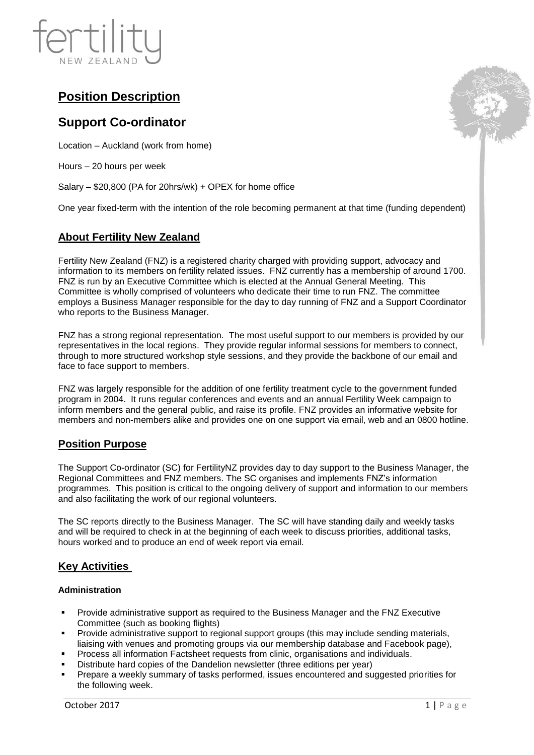fertility NEW ZEALAND

# Position Description

# Support Co-ordinator

Location – Auckland (work from home)

Hours – 20 hours per week

Salary – $20,800 (PA for 20hrs/wk) + OPEX for home office

One year fixed-term with the intention of the role becoming permanent at that time (funding dependent)

## About Fertility New Zealand

Fertility New Zealand (FNZ) is a registered charity charged with providing support, advocacy and information to its members on fertility related issues. FNZ currently has a membership of around 1700. FNZ is run by an Executive Committee which is elected at the Annual General Meeting. This Committee is wholly comprised of volunteers who dedicate their time to run FNZ. The committee employs a Business Manager responsible for the day to day running of FNZ and a Support Coordinator who reports to the Business Manager.

FNZ has a strong regional representation. The most useful support to our members is provided by our representatives in the local regions. They provide regular informal sessions for members to connect, through to more structured workshop style sessions, and they provide the backbone of our email and face to face support to members.

FNZ was largely responsible for the addition of one fertility treatment cycle to the government funded program in 2004. It runs regular conferences and events and an annual Fertility Week campaign to inform members and the general public, and raise its profile. FNZ provides an informative website for members and non-members alike and provides one on one support via email, web and an 0800 hotline.

## Position Purpose

The Support Co-ordinator (SC) for FertilityNZ provides day to day support to the Business Manager, the Regional Committees and FNZ members. The SC organises and implements FNZ's information programmes. This position is critical to the ongoing delivery of support and information to our members and also facilitating the work of our regional volunteers.

The SC reports directly to the Business Manager. The SC will have standing daily and weekly tasks and will be required to check in at the beginning of each week to discuss priorities, additional tasks, hours worked and to produce an end of week report via email.

## Key Activities

### Administration

- Provide administrative support as required to the Business Manager and the FNZ Executive Committee (such as booking flights)
- Provide administrative support to regional support groups (this may include sending materials, liaising with venues and promoting groups via our membership database and Facebook page),
- Process all information Factsheet requests from clinic, organisations and individuals.
- Distribute hard copies of the Dandelion newsletter (three editions per year)
- Prepare a weekly summary of tasks performed, issues encountered and suggested priorities for the following week.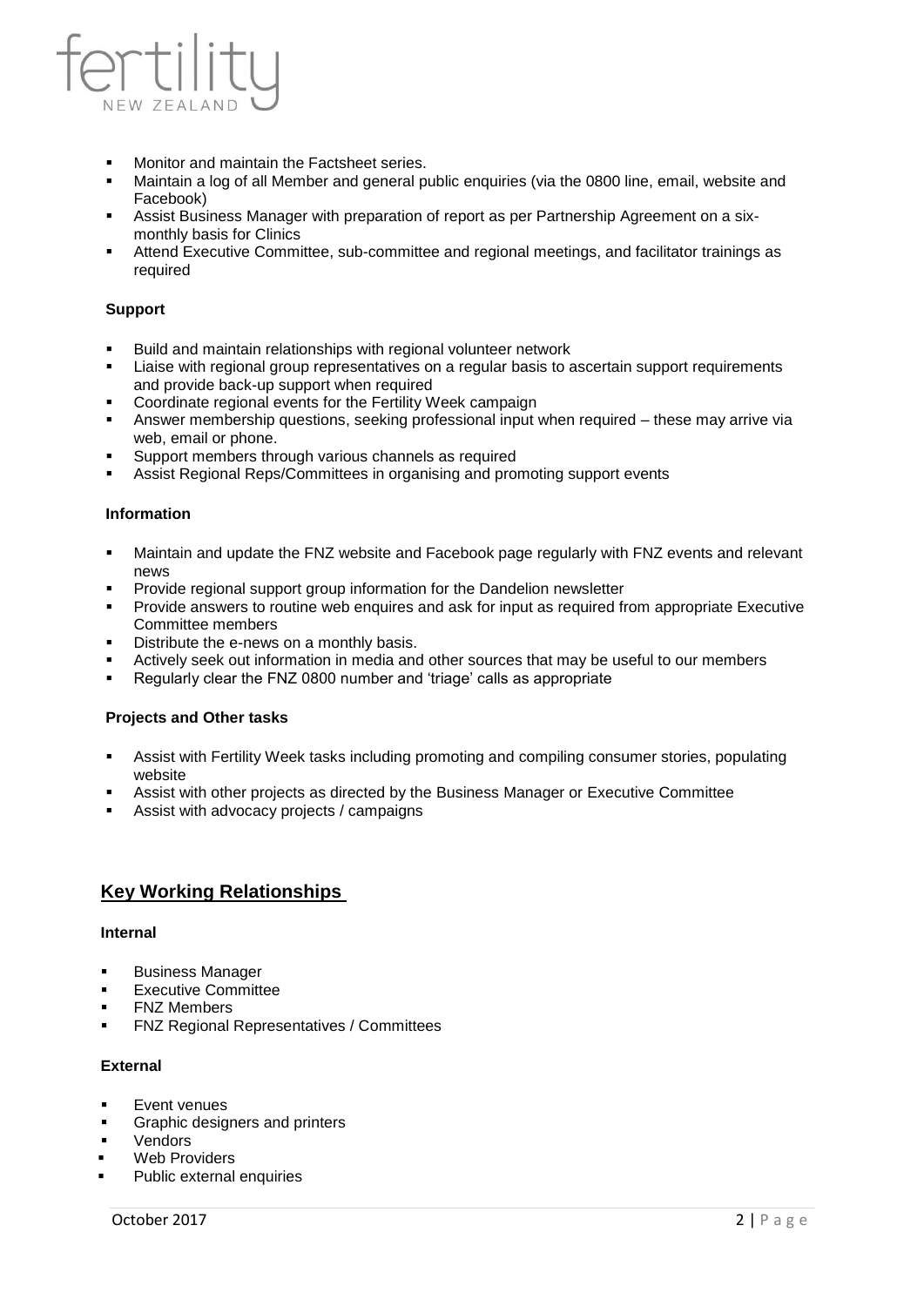- Monitor and maintain the Factsheet series.
- Maintain a log of all Member and general public enquiries (via the 0800 line, email, website and Facebook)
- Assist Business Manager with preparation of report as per Partnership Agreement on a six-monthly basis for Clinics
- Attend Executive Committee, sub-committee and regional meetings, and facilitator trainings as required

**Support**

- Build and maintain relationships with regional volunteer network
- Liaise with regional group representatives on a regular basis to ascertain support requirements and provide back-up support when required
- Coordinate regional events for the Fertility Week campaign
- Answer membership questions, seeking professional input when required – these may arrive via web, email or phone.
- Support members through various channels as required
- Assist Regional Reps/Committees in organising and promoting support events

**Information**

- Maintain and update the FNZ website and Facebook page regularly with FNZ events and relevant news
- Provide regional support group information for the Dandelion newsletter
- Provide answers to routine web enquires and ask for input as required from appropriate Executive Committee members
- Distribute the e-news on a monthly basis.
- Actively seek out information in media and other sources that may be useful to our members
- Regularly clear the FNZ 0800 number and 'triage' calls as appropriate

**Projects and Other tasks**

- Assist with Fertility Week tasks including promoting and compiling consumer stories, populating website
- Assist with other projects as directed by the Business Manager or Executive Committee
- Assist with advocacy projects / campaigns

## Key Working Relationships

**Internal**

- Business Manager
- Executive Committee
- FNZ Members
- FNZ Regional Representatives / Committees

**External**

- Event venues
- Graphic designers and printers
- Vendors
- Web Providers
- Public external enquiries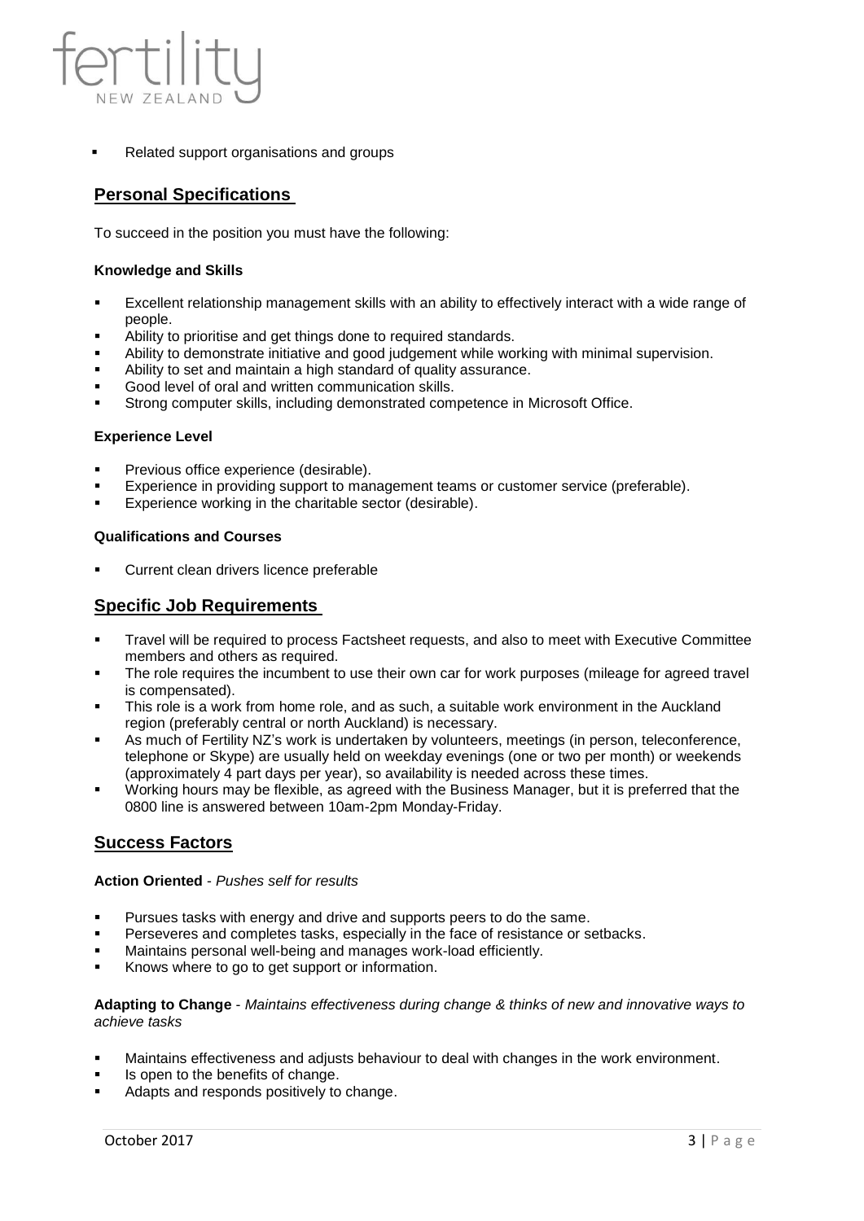- Related support organisations and groups

## Personal Specifications

To succeed in the position you must have the following:

### Knowledge and Skills

- Excellent relationship management skills with an ability to effectively interact with a wide range of people.
- Ability to prioritise and get things done to required standards.
- Ability to demonstrate initiative and good judgement while working with minimal supervision.
- Ability to set and maintain a high standard of quality assurance.
- Good level of oral and written communication skills.
- Strong computer skills, including demonstrated competence in Microsoft Office.

### Experience Level

- Previous office experience (desirable).
- Experience in providing support to management teams or customer service (preferable).
- Experience working in the charitable sector (desirable).

### Qualifications and Courses

- Current clean drivers licence preferable

## Specific Job Requirements

- Travel will be required to process Factsheet requests, and also to meet with Executive Committee members and others as required.
- The role requires the incumbent to use their own car for work purposes (mileage for agreed travel is compensated).
- This role is a work from home role, and as such, a suitable work environment in the Auckland region (preferably central or north Auckland) is necessary.
- As much of Fertility NZ's work is undertaken by volunteers, meetings (in person, teleconference, telephone or Skype) are usually held on weekday evenings (one or two per month) or weekends (approximately 4 part days per year), so availability is needed across these times.
- Working hours may be flexible, as agreed with the Business Manager, but it is preferred that the 0800 line is answered between 10am-2pm Monday-Friday.

## Success Factors

**Action Oriented** - *Pushes self for results*

- Pursues tasks with energy and drive and supports peers to do the same.
- Perseveres and completes tasks, especially in the face of resistance or setbacks.
- Maintains personal well-being and manages work-load efficiently.
- Knows where to go to get support or information.

**Adapting to Change** - *Maintains effectiveness during change & thinks of new and innovative ways to achieve tasks*

- Maintains effectiveness and adjusts behaviour to deal with changes in the work environment.
- Is open to the benefits of change.
- Adapts and responds positively to change.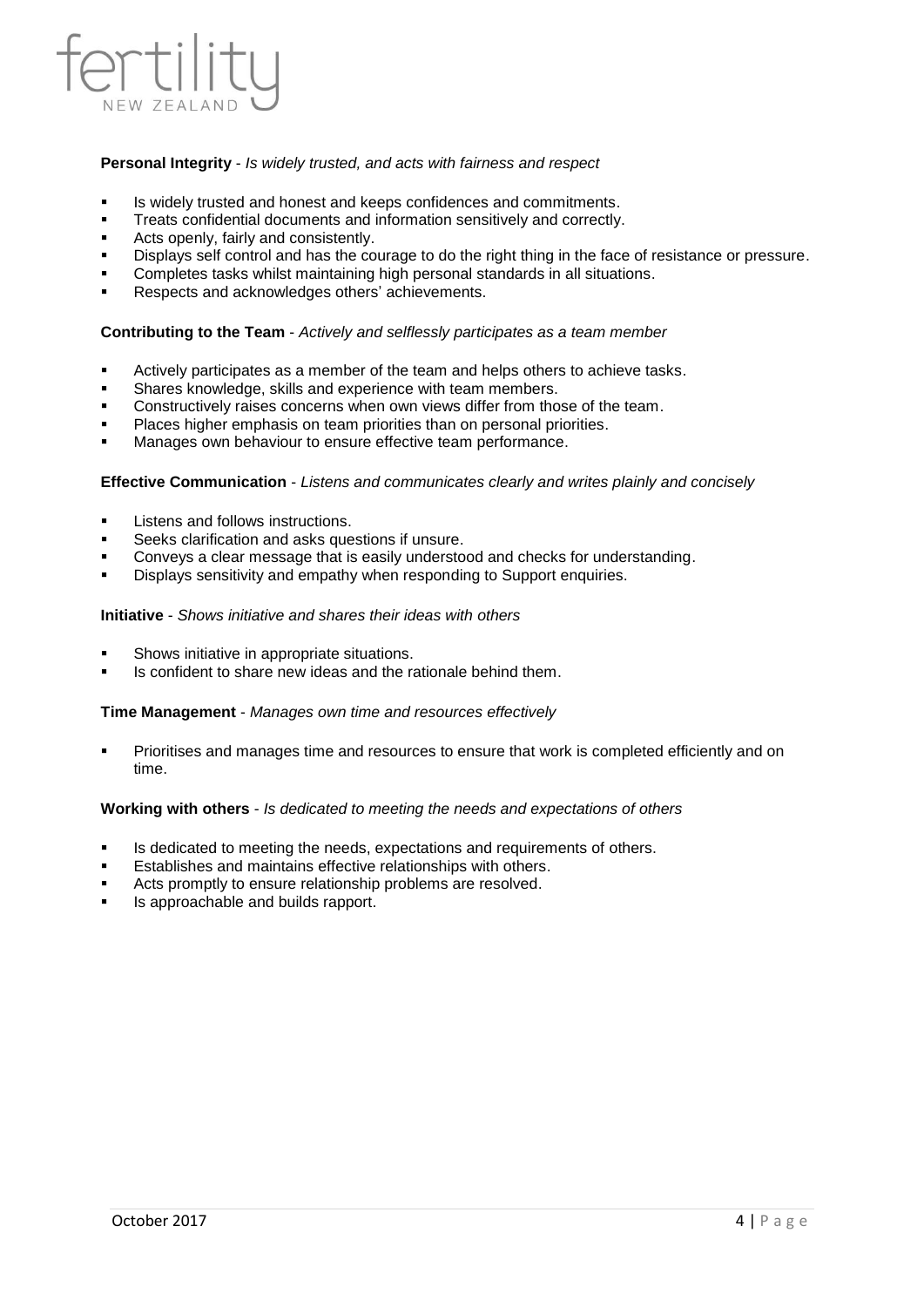**Personal Integrity** - *Is widely trusted, and acts with fairness and respect*

- Is widely trusted and honest and keeps confidences and commitments.
- Treats confidential documents and information sensitively and correctly.
- Acts openly, fairly and consistently.
- Displays self control and has the courage to do the right thing in the face of resistance or pressure.
- Completes tasks whilst maintaining high personal standards in all situations.
- Respects and acknowledges others' achievements.

**Contributing to the Team** - *Actively and selflessly participates as a team member*

- Actively participates as a member of the team and helps others to achieve tasks.
- Shares knowledge, skills and experience with team members.
- Constructively raises concerns when own views differ from those of the team.
- Places higher emphasis on team priorities than on personal priorities.
- Manages own behaviour to ensure effective team performance.

**Effective Communication** - *Listens and communicates clearly and writes plainly and concisely*

- Listens and follows instructions.
- Seeks clarification and asks questions if unsure.
- Conveys a clear message that is easily understood and checks for understanding.
- Displays sensitivity and empathy when responding to Support enquiries.

**Initiative** - *Shows initiative and shares their ideas with others*

- Shows initiative in appropriate situations.
- Is confident to share new ideas and the rationale behind them.

**Time Management** - *Manages own time and resources effectively*

- Prioritises and manages time and resources to ensure that work is completed efficiently and on time.

**Working with others** - *Is dedicated to meeting the needs and expectations of others*

- Is dedicated to meeting the needs, expectations and requirements of others.
- Establishes and maintains effective relationships with others.
- Acts promptly to ensure relationship problems are resolved.
- Is approachable and builds rapport.